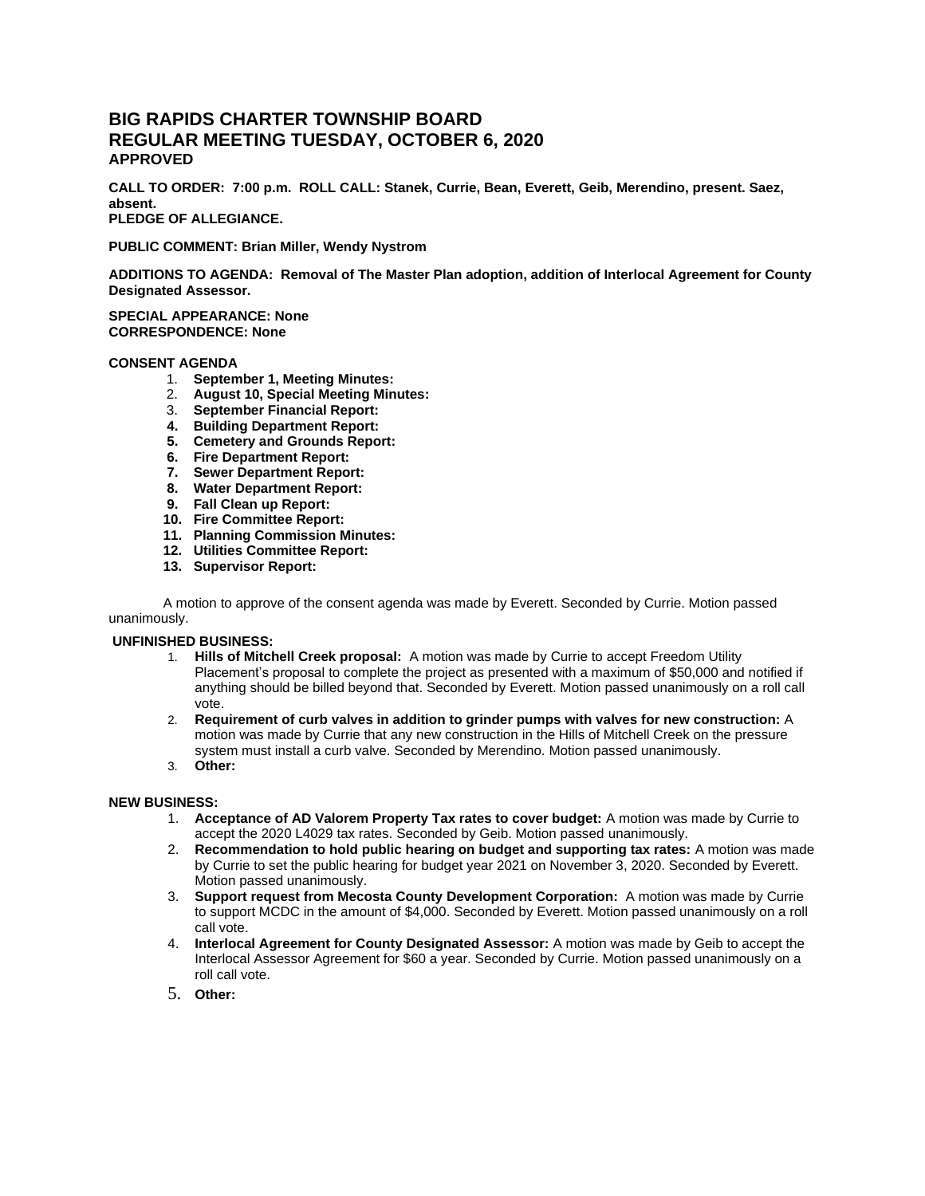# BIG RAPIDS CHARTER TOWNSHIP BOARD
# REGULAR MEETING TUESDAY, OCTOBER 6, 2020
**APPROVED**

**CALL TO ORDER: 7:00 p.m. ROLL CALL: Stanek, Currie, Bean, Everett, Geib, Merendino, present. Saez, absent.**
**PLEDGE OF ALLEGIANCE.**

**PUBLIC COMMENT: Brian Miller, Wendy Nystrom**

**ADDITIONS TO AGENDA: Removal of The Master Plan adoption, addition of Interlocal Agreement for County Designated Assessor.**

**SPECIAL APPEARANCE: None**
**CORRESPONDENCE: None**

**CONSENT AGENDA**

1. **September 1, Meeting Minutes:**
2. **August 10, Special Meeting Minutes:**
3. **September Financial Report:**
4. **Building Department Report:**
5. **Cemetery and Grounds Report:**
6. **Fire Department Report:**
7. **Sewer Department Report:**
8. **Water Department Report:**
9. **Fall Clean up Report:**
10. **Fire Committee Report:**
11. **Planning Commission Minutes:**
12. **Utilities Committee Report:**
13. **Supervisor Report:**

A motion to approve of the consent agenda was made by Everett. Seconded by Currie. Motion passed unanimously.

**UNFINISHED BUSINESS:**

1. **Hills of Mitchell Creek proposal:** A motion was made by Currie to accept Freedom Utility Placement's proposal to complete the project as presented with a maximum of $50,000 and notified if anything should be billed beyond that. Seconded by Everett. Motion passed unanimously on a roll call vote.
2. **Requirement of curb valves in addition to grinder pumps with valves for new construction:** A motion was made by Currie that any new construction in the Hills of Mitchell Creek on the pressure system must install a curb valve. Seconded by Merendino. Motion passed unanimously.
3. **Other:**

**NEW BUSINESS:**

1. **Acceptance of AD Valorem Property Tax rates to cover budget:** A motion was made by Currie to accept the 2020 L4029 tax rates. Seconded by Geib. Motion passed unanimously.
2. **Recommendation to hold public hearing on budget and supporting tax rates:** A motion was made by Currie to set the public hearing for budget year 2021 on November 3, 2020. Seconded by Everett. Motion passed unanimously.
3. **Support request from Mecosta County Development Corporation:** A motion was made by Currie to support MCDC in the amount of $4,000. Seconded by Everett. Motion passed unanimously on a roll call vote.
4. **Interlocal Agreement for County Designated Assessor:** A motion was made by Geib to accept the Interlocal Assessor Agreement for $60 a year. Seconded by Currie. Motion passed unanimously on a roll call vote.
5. **Other:**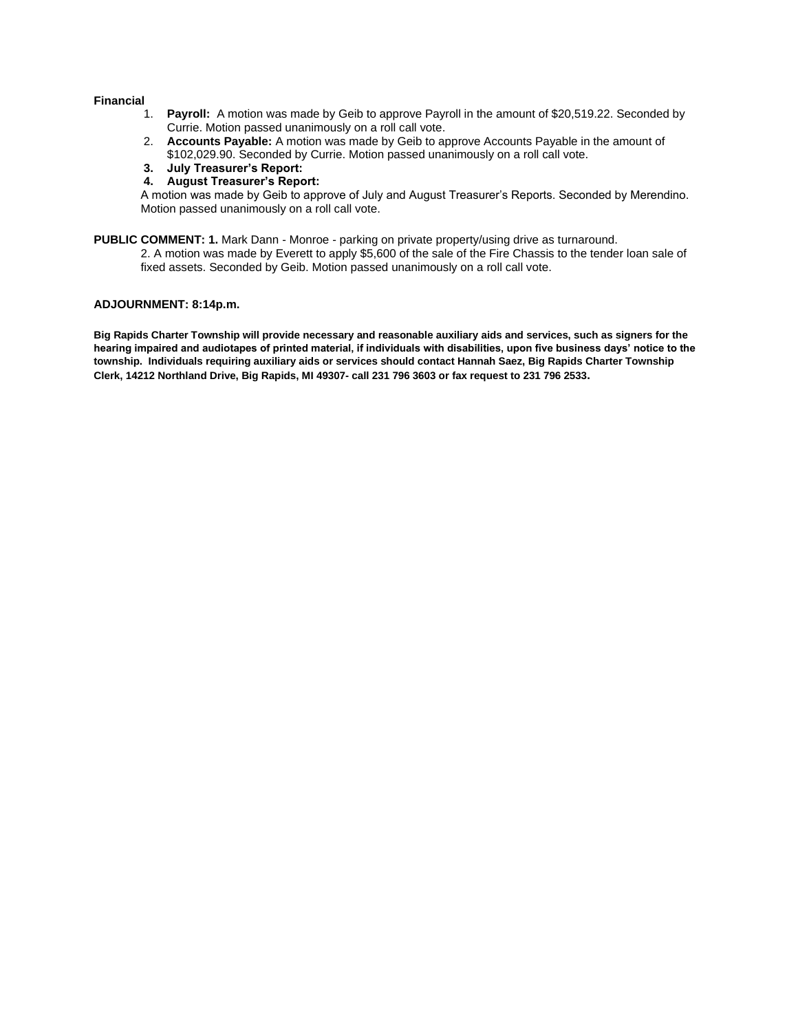**Financial**

1. **Payroll:** A motion was made by Geib to approve Payroll in the amount of $20,519.22. Seconded by Currie. Motion passed unanimously on a roll call vote.
2. **Accounts Payable:** A motion was made by Geib to approve Accounts Payable in the amount of $102,029.90. Seconded by Currie. Motion passed unanimously on a roll call vote.
3. **July Treasurer's Report:**
4. **August Treasurer's Report:**

A motion was made by Geib to approve of July and August Treasurer's Reports. Seconded by Merendino. Motion passed unanimously on a roll call vote.

**PUBLIC COMMENT: 1.** Mark Dann - Monroe - parking on private property/using drive as turnaround.

2. A motion was made by Everett to apply $5,600 of the sale of the Fire Chassis to the tender loan sale of fixed assets. Seconded by Geib. Motion passed unanimously on a roll call vote.

**ADJOURNMENT: 8:14p.m.**

**Big Rapids Charter Township will provide necessary and reasonable auxiliary aids and services, such as signers for the hearing impaired and audiotapes of printed material, if individuals with disabilities, upon five business days' notice to the township. Individuals requiring auxiliary aids or services should contact Hannah Saez, Big Rapids Charter Township Clerk, 14212 Northland Drive, Big Rapids, MI 49307- call 231 796 3603 or fax request to 231 796 2533.**